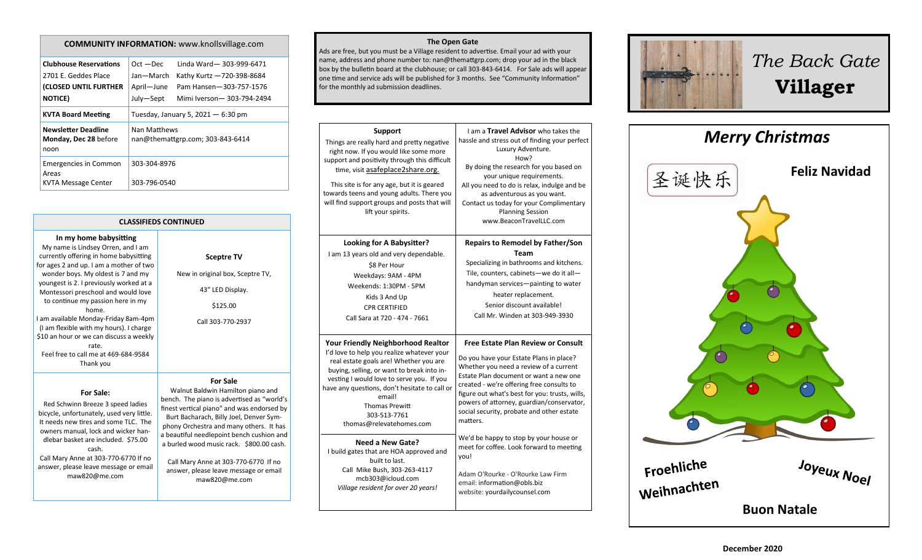# The Back Gate Villager

## Merry Christmas

圣诞快乐

**Feliz Navidad**

**Froehliche Weihnachten**

**Joyeux Noel**

**Buon Natale**

**December 2020**

## The Open Gate

Ads are free, but you must be a Village resident to advertise. Email your ad with your name, address and phone number to: nan@themattgrp.com; drop your ad in the black box by the bulletin board at the clubhouse; or call 303-843-6414. For Sale ads will appear one time and service ads will be published for 3 months. See "Community Information" for the monthly ad submission deadlines.

### Support

Things are really hard and pretty negative right now. If you would like some more support and positivity through this difficult time, visit asafeplace2share.org.

This site is for any age, but it is geared towards teens and young adults. There you will find support groups and posts that will lift your spirits.

### Travel Advisor

I am a **Travel Advisor** who takes the hassle and stress out of finding your perfect Luxury Adventure.
How?
By doing the research for you based on your unique requirements.
All you need to do is relax, indulge and be as adventurous as you want.
Contact us today for your Complimentary Planning Session
www.BeaconTravelLLC.com

### Looking for A Babysitter?

I am 13 years old and very dependable.
$8 Per Hour
Weekdays: 9AM - 4PM
Weekends: 1:30PM - 5PM
Kids 3 And Up
CPR CERTIFIED
Call Sara at 720 - 474 - 7661

### Repairs to Remodel by Father/Son Team

Specializing in bathrooms and kitchens.
Tile, counters, cabinets—we do it all—handyman services—painting to water heater replacement.
Senior discount available!
Call Mr. Winden at 303-949-3930

### Your Friendly Neighborhood Realtor

I'd love to help you realize whatever your real estate goals are! Whether you are buying, selling, or want to break into investing I would love to serve you. If you have any questions, don't hesitate to call or email!
Thomas Prewitt
303-513-7761
thomas@relevatehomes.com

### Need a New Gate?

I build gates that are HOA approved and built to last.
Call Mike Bush, 303-263-4117
mcb303@icloud.com
*Village resident for over 20 years!*

### Free Estate Plan Review or Consult

Do you have your Estate Plans in place? Whether you need a review of a current Estate Plan document or want a new one created - we're offering free consults to figure out what's best for you: trusts, wills, powers of attorney, guardian/conservator, social security, probate and other estate matters.

We'd be happy to stop by your house or meet for coffee. Look forward to meeting you!

Adam O'Rourke - O'Rourke Law Firm
email: information@obls.biz
website: yourdailycounsel.com

## COMMUNITY INFORMATION: www.knollsvillage.com

| | | |
|---|---|---|
| **Clubhouse Reservations** 2701 E. Geddes Place **(CLOSED UNTIL FURTHER NOTICE)** | Oct —Dec | Linda Ward— 303-999-6471 |
| | Jan—March | Kathy Kurtz —720-398-8684 |
| | April—June | Pam Hansen—303-757-1576 |
| | July—Sept | Mimi Iverson— 303-794-2494 |
| **KVTA Board Meeting** | Tuesday, January 5, 2021 — 6:30 pm | |
| **Newsletter Deadline** **Monday, Dec 28** before noon | Nan Matthews nan@themattgrp.com; 303-843-6414 | |
| Emergencies in Common Areas | 303-304-8976 | |
| KVTA Message Center | 303-796-0540 | |

## CLASSIFIEDS CONTINUED

### In my home babysitting

My name is Lindsey Orren, and I am currently offering in home babysitting for ages 2 and up. I am a mother of two wonder boys. My oldest is 7 and my youngest is 2. I previously worked at a Montessori preschool and would love to continue my passion here in my home.
I am available Monday-Friday 8am-4pm (I am flexible with my hours). I charge $10 an hour or we can discuss a weekly rate.
Feel free to call me at 469-684-9584
Thank you

### Sceptre TV

New in original box, Sceptre TV,

43" LED Display.

$125.00

Call 303-770-2937

### For Sale:

Red Schwinn Breeze 3 speed ladies bicycle, unfortunately, used very little. It needs new tires and some TLC. The owners manual, lock and wicker handlebar basket are included. $75.00 cash.
Call Mary Anne at 303-770-6770 If no answer, please leave message or email maw820@me.com

### For Sale

Walnut Baldwin Hamilton piano and bench. The piano is advertised as "world's finest vertical piano" and was endorsed by Burt Bacharach, Billy Joel, Denver Symphony Orchestra and many others. It has a beautiful needlepoint bench cushion and a burled wood music rack. $800.00 cash.

Call Mary Anne at 303-770-6770 If no answer, please leave message or email maw820@me.com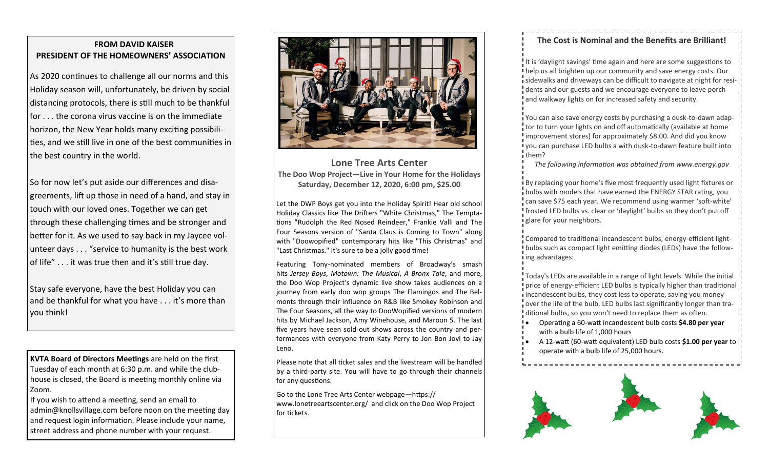**FROM DAVID KAISER**
**PRESIDENT OF THE HOMEOWNERS' ASSOCIATION**

As 2020 continues to challenge all our norms and this Holiday season will, unfortunately, be driven by social distancing protocols, there is still much to be thankful for . . . the corona virus vaccine is on the immediate horizon, the New Year holds many exciting possibilities, and we still live in one of the best communities in the best country in the world.

So for now let's put aside our differences and disagreements, lift up those in need of a hand, and stay in touch with our loved ones. Together we can get through these challenging times and be stronger and better for it. As we used to say back in my Jaycee volunteer days . . . "service to humanity is the best work of life" . . . it was true then and it's still true day.

Stay safe everyone, have the best Holiday you can and be thankful for what you have . . . it's more than you think!

**KVTA Board of Directors Meetings** are held on the first Tuesday of each month at 6:30 p.m. and while the clubhouse is closed, the Board is meeting monthly online via Zoom.
If you wish to attend a meeting, send an email to admin@knollsvillage.com before noon on the meeting day and request login information. Please include your name, street address and phone number with your request.

## Lone Tree Arts Center

**The Doo Wop Project—Live in Your Home for the Holidays**
**Saturday, December 12, 2020, 6:00 pm, $25.00**

Let the DWP Boys get you into the Holiday Spirit! Hear old school Holiday Classics like The Drifters "White Christmas," The Temptations "Rudolph the Red Nosed Reindeer," Frankie Valli and The Four Seasons version of "Santa Claus is Coming to Town" along with "Doowopified" contemporary hits like "This Christmas" and "Last Christmas." It's sure to be a jolly good time!

Featuring Tony-nominated members of Broadway's smash hits *Jersey Boys*, *Motown: The Musical*, *A Bronx Tale*, and more, the Doo Wop Project's dynamic live show takes audiences on a journey from early doo wop groups The Flamingos and The Belmonts through their influence on R&B like Smokey Robinson and The Four Seasons, all the way to DooWopified versions of modern hits by Michael Jackson, Amy Winehouse, and Maroon 5. The last five years have seen sold-out shows across the country and performances with everyone from Katy Perry to Jon Bon Jovi to Jay Leno.

Please note that all ticket sales and the livestream will be handled by a third-party site. You will have to go through their channels for any questions.

Go to the Lone Tree Arts Center webpage—https://www.lonetreeartscenter.org/ and click on the Doo Wop Project for tickets.

## The Cost is Nominal and the Benefits are Brilliant!

It is 'daylight savings' time again and here are some suggestions to help us all brighten up our community and save energy costs. Our sidewalks and driveways can be difficult to navigate at night for residents and our guests and we encourage everyone to leave porch and walkway lights on for increased safety and security.

You can also save energy costs by purchasing a dusk-to-dawn adaptor to turn your lights on and off automatically (available at home improvement stores) for approximately $8.00. And did you know you can purchase LED bulbs a with dusk-to-dawn feature built into them?

*The following information was obtained from www.energy.gov*

By replacing your home's five most frequently used light fixtures or bulbs with models that have earned the ENERGY STAR rating, you can save $75 each year. We recommend using warmer 'soft-white' frosted LED bulbs vs. clear or 'daylight' bulbs so they don't put off glare for your neighbors.

Compared to traditional incandescent bulbs, energy-efficient lightbulbs such as compact light emitting diodes (LEDs) have the following advantages:

Today's LEDs are available in a range of light levels. While the initial price of energy-efficient LED bulbs is typically higher than traditional incandescent bulbs, they cost less to operate, saving you money over the life of the bulb. LED bulbs last significantly longer than traditional bulbs, so you won't need to replace them as often.

- Operating a 60-watt incandescent bulb costs **$4.80 per year** with a bulb life of 1,000 hours
- A 12-watt (60-watt equivalent) LED bulb costs **$1.00 per year** to operate with a bulb life of 25,000 hours.